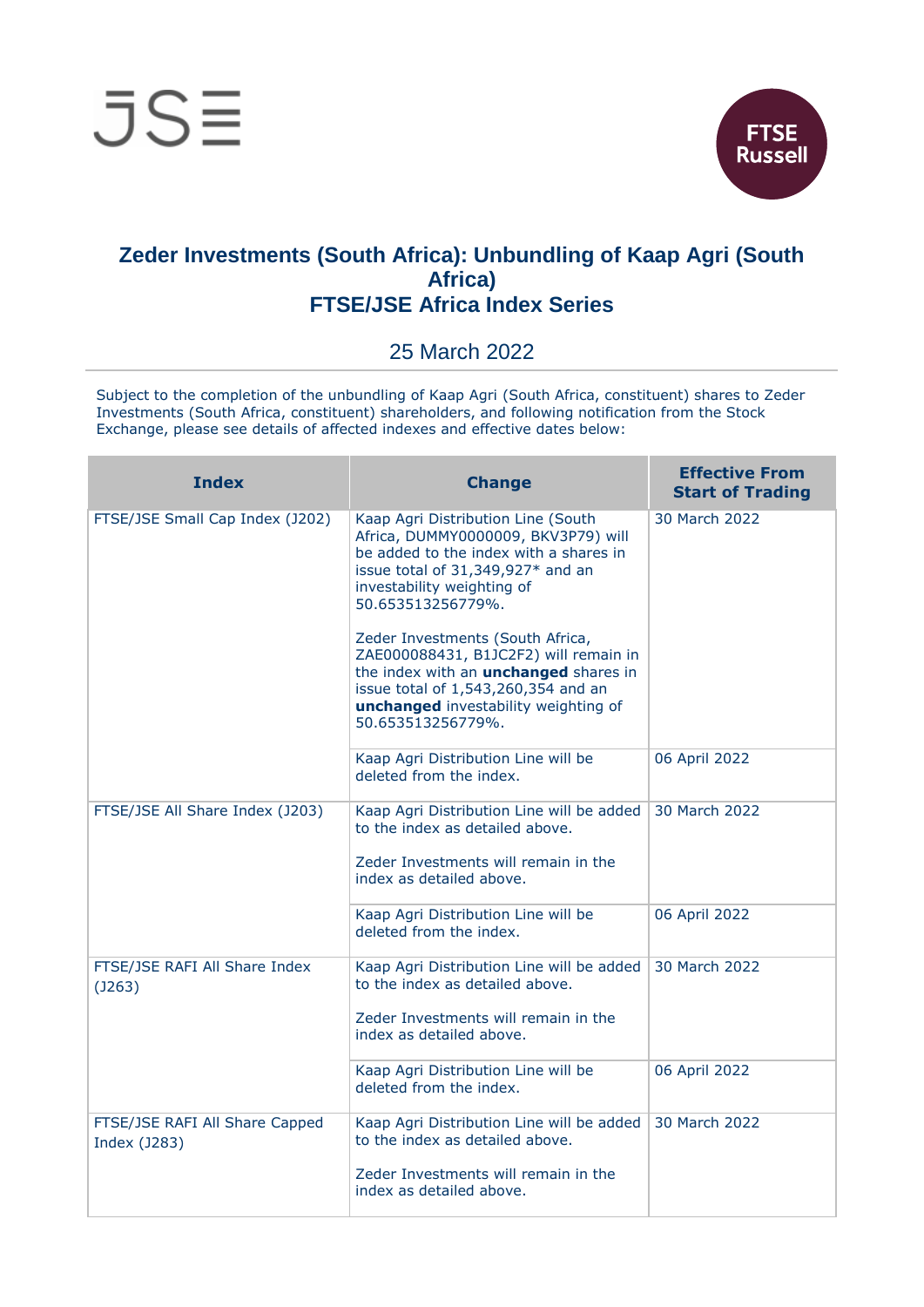# Zeder Investments (South Africa): Unbundling of Kaap Agri (South Africa)
# FTSE/JSE Africa Index Series

25 March 2022

Subject to the completion of the unbundling of Kaap Agri (South Africa, constituent) shares to Zeder Investments (South Africa, constituent) shareholders, and following notification from the Stock Exchange, please see details of affected indexes and effective dates below:

| Index | Change | Effective From Start of Trading |
|---|---|---|
| FTSE/JSE Small Cap Index (J202) | Kaap Agri Distribution Line (South Africa, DUMMY0000009, BKV3P79) will be added to the index with a shares in issue total of 31,349,927* and an investability weighting of 50.653513256779%.<br><br>Zeder Investments (South Africa, ZAE000088431, B1JC2F2) will remain in the index with an **unchanged** shares in issue total of 1,543,260,354 and an **unchanged** investability weighting of 50.653513256779%. | 30 March 2022 |
| | Kaap Agri Distribution Line will be deleted from the index. | 06 April 2022 |
| FTSE/JSE All Share Index (J203) | Kaap Agri Distribution Line will be added to the index as detailed above.<br><br>Zeder Investments will remain in the index as detailed above. | 30 March 2022 |
| | Kaap Agri Distribution Line will be deleted from the index. | 06 April 2022 |
| FTSE/JSE RAFI All Share Index (J263) | Kaap Agri Distribution Line will be added to the index as detailed above.<br><br>Zeder Investments will remain in the index as detailed above. | 30 March 2022 |
| | Kaap Agri Distribution Line will be deleted from the index. | 06 April 2022 |
| FTSE/JSE RAFI All Share Capped Index (J283) | Kaap Agri Distribution Line will be added to the index as detailed above.<br><br>Zeder Investments will remain in the index as detailed above. | 30 March 2022 |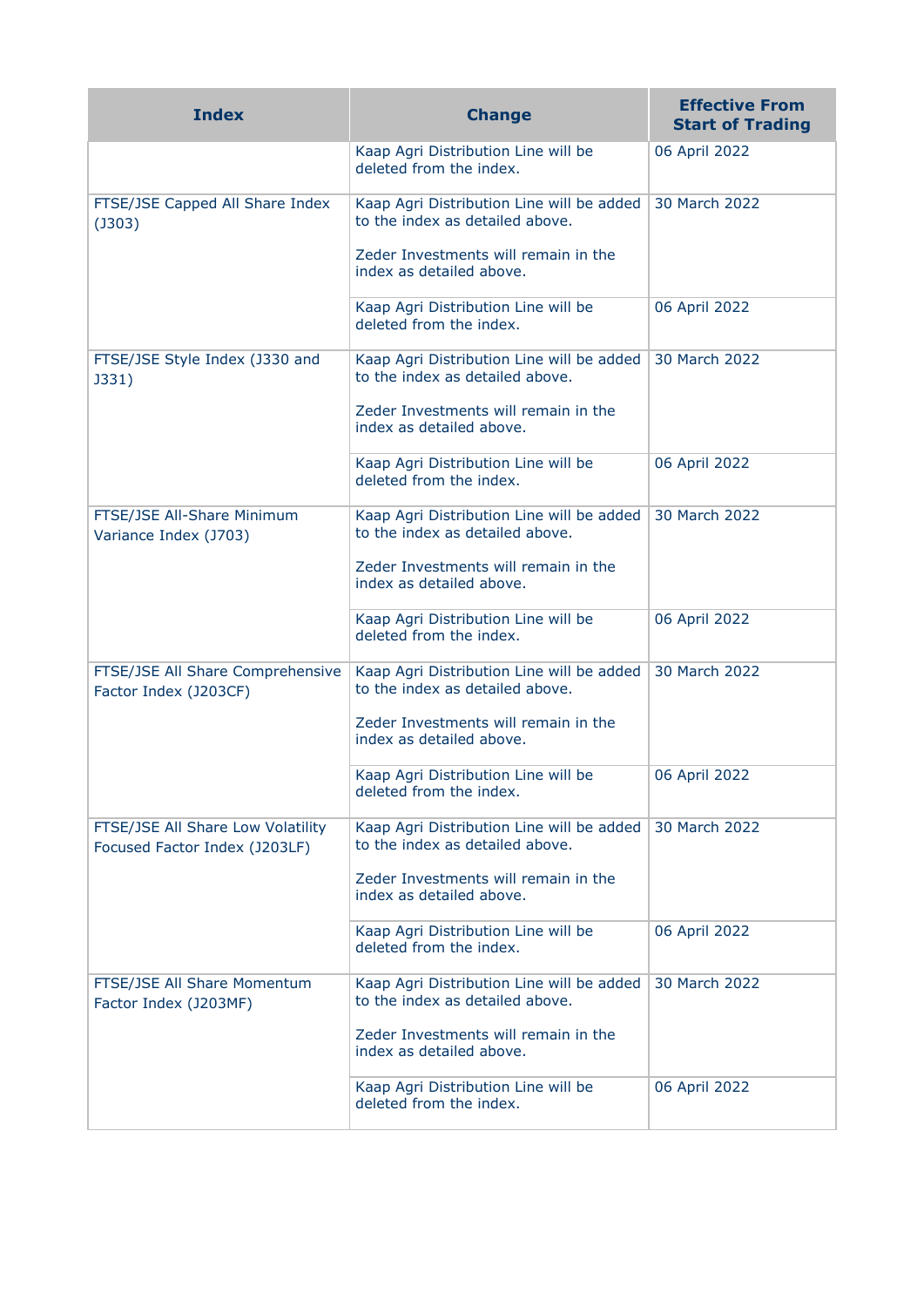| Index | Change | Effective From Start of Trading |
| --- | --- | --- |
| | Kaap Agri Distribution Line will be deleted from the index. | 06 April 2022 |
| FTSE/JSE Capped All Share Index (J303) | Kaap Agri Distribution Line will be added to the index as detailed above.<br><br>Zeder Investments will remain in the index as detailed above. | 30 March 2022 |
| | Kaap Agri Distribution Line will be deleted from the index. | 06 April 2022 |
| FTSE/JSE Style Index (J330 and J331) | Kaap Agri Distribution Line will be added to the index as detailed above.<br><br>Zeder Investments will remain in the index as detailed above. | 30 March 2022 |
| | Kaap Agri Distribution Line will be deleted from the index. | 06 April 2022 |
| FTSE/JSE All-Share Minimum Variance Index (J703) | Kaap Agri Distribution Line will be added to the index as detailed above.<br><br>Zeder Investments will remain in the index as detailed above. | 30 March 2022 |
| | Kaap Agri Distribution Line will be deleted from the index. | 06 April 2022 |
| FTSE/JSE All Share Comprehensive Factor Index (J203CF) | Kaap Agri Distribution Line will be added to the index as detailed above.<br><br>Zeder Investments will remain in the index as detailed above. | 30 March 2022 |
| | Kaap Agri Distribution Line will be deleted from the index. | 06 April 2022 |
| FTSE/JSE All Share Low Volatility Focused Factor Index (J203LF) | Kaap Agri Distribution Line will be added to the index as detailed above.<br><br>Zeder Investments will remain in the index as detailed above. | 30 March 2022 |
| | Kaap Agri Distribution Line will be deleted from the index. | 06 April 2022 |
| FTSE/JSE All Share Momentum Factor Index (J203MF) | Kaap Agri Distribution Line will be added to the index as detailed above.<br><br>Zeder Investments will remain in the index as detailed above. | 30 March 2022 |
| | Kaap Agri Distribution Line will be deleted from the index. | 06 April 2022 |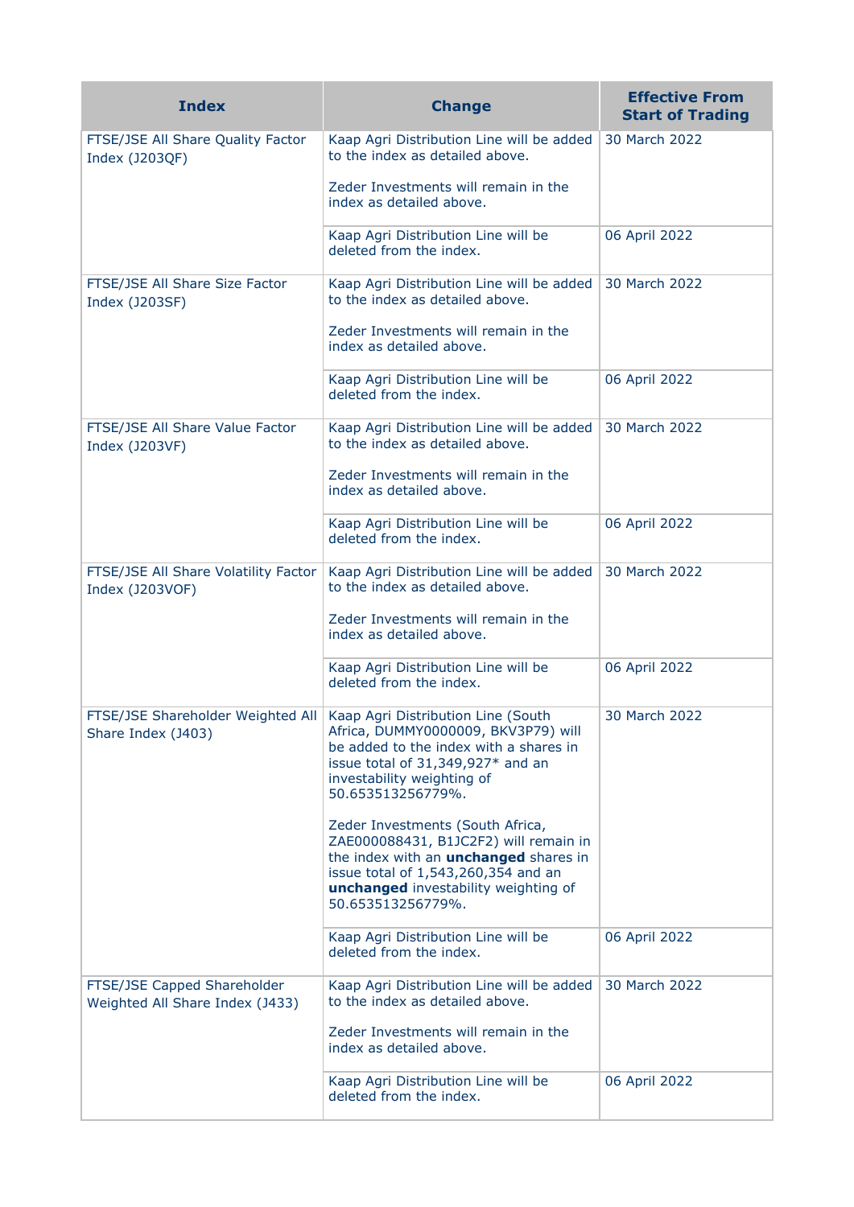| Index | Change | Effective From Start of Trading |
|---|---|---|
| FTSE/JSE All Share Quality Factor Index (J203QF) | Kaap Agri Distribution Line will be added to the index as detailed above.<br><br>Zeder Investments will remain in the index as detailed above. | 30 March 2022 |
| | Kaap Agri Distribution Line will be deleted from the index. | 06 April 2022 |
| FTSE/JSE All Share Size Factor Index (J203SF) | Kaap Agri Distribution Line will be added to the index as detailed above.<br><br>Zeder Investments will remain in the index as detailed above. | 30 March 2022 |
| | Kaap Agri Distribution Line will be deleted from the index. | 06 April 2022 |
| FTSE/JSE All Share Value Factor Index (J203VF) | Kaap Agri Distribution Line will be added to the index as detailed above.<br><br>Zeder Investments will remain in the index as detailed above. | 30 March 2022 |
| | Kaap Agri Distribution Line will be deleted from the index. | 06 April 2022 |
| FTSE/JSE All Share Volatility Factor Index (J203VOF) | Kaap Agri Distribution Line will be added to the index as detailed above.<br><br>Zeder Investments will remain in the index as detailed above. | 30 March 2022 |
| | Kaap Agri Distribution Line will be deleted from the index. | 06 April 2022 |
| FTSE/JSE Shareholder Weighted All Share Index (J403) | Kaap Agri Distribution Line (South Africa, DUMMY0000009, BKV3P79) will be added to the index with a shares in issue total of 31,349,927* and an investability weighting of 50.653513256779%.<br><br>Zeder Investments (South Africa, ZAE000088431, B1JC2F2) will remain in the index with an **unchanged** shares in issue total of 1,543,260,354 and an **unchanged** investability weighting of 50.653513256779%. | 30 March 2022 |
| | Kaap Agri Distribution Line will be deleted from the index. | 06 April 2022 |
| FTSE/JSE Capped Shareholder Weighted All Share Index (J433) | Kaap Agri Distribution Line will be added to the index as detailed above.<br><br>Zeder Investments will remain in the index as detailed above. | 30 March 2022 |
| | Kaap Agri Distribution Line will be deleted from the index. | 06 April 2022 |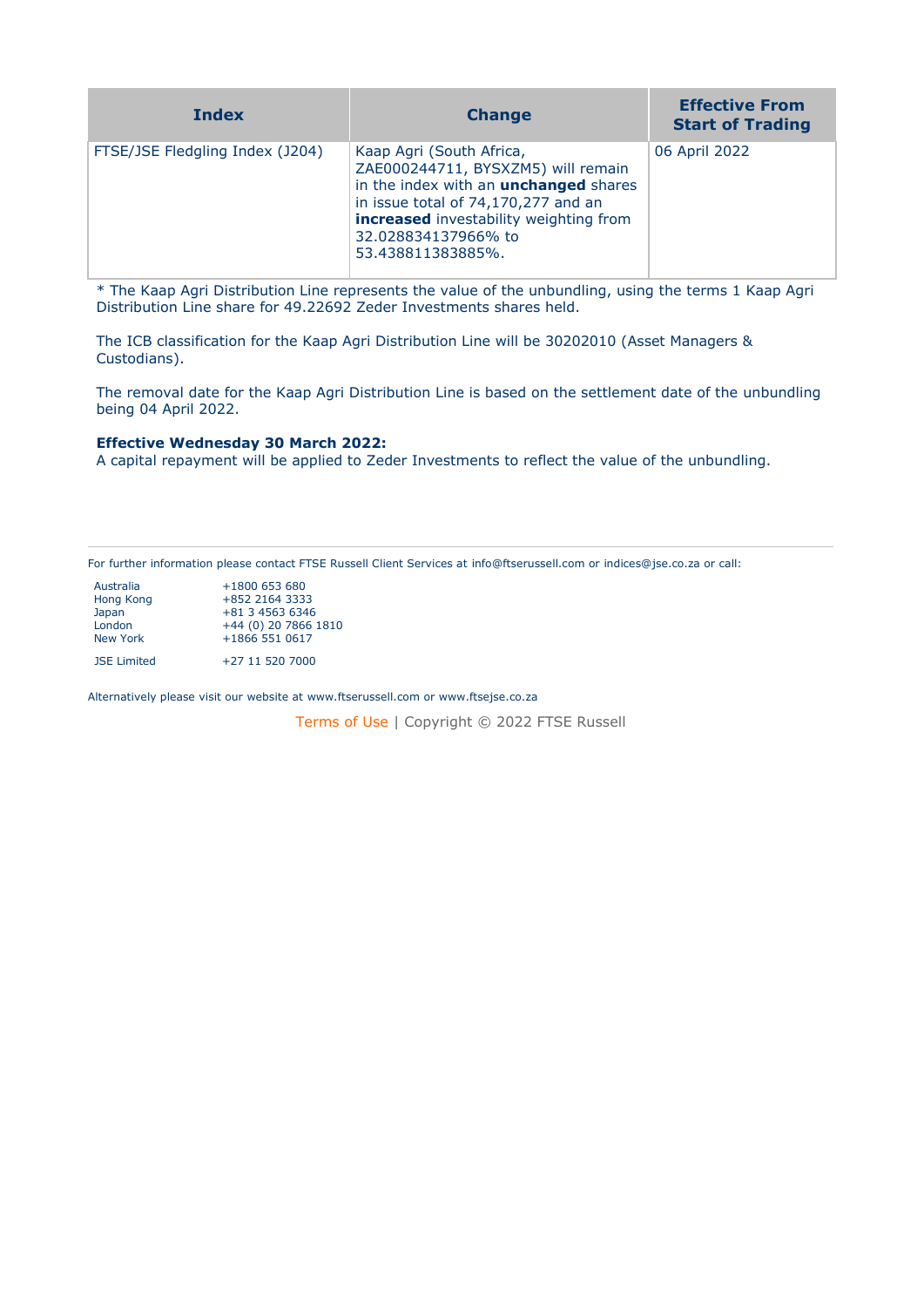| Index | Change | Effective From Start of Trading |
|---|---|---|
| FTSE/JSE Fledgling Index (J204) | Kaap Agri (South Africa, ZAE000244711, BYSXZM5) will remain in the index with an **unchanged** shares in issue total of 74,170,277 and an **increased** investability weighting from 32.028834137966% to 53.438811383885%. | 06 April 2022 |

* The Kaap Agri Distribution Line represents the value of the unbundling, using the terms 1 Kaap Agri Distribution Line share for 49.22692 Zeder Investments shares held.

The ICB classification for the Kaap Agri Distribution Line will be 30202010 (Asset Managers & Custodians).

The removal date for the Kaap Agri Distribution Line is based on the settlement date of the unbundling being 04 April 2022.

**Effective Wednesday 30 March 2022:**
A capital repayment will be applied to Zeder Investments to reflect the value of the unbundling.

---

For further information please contact FTSE Russell Client Services at info@ftserussell.com or indices@jse.co.za or call:

| | |
|---|---|
| Australia | +1800 653 680 |
| Hong Kong | +852 2164 3333 |
| Japan | +81 3 4563 6346 |
| London | +44 (0) 20 7866 1810 |
| New York | +1866 551 0617 |
| JSE Limited | +27 11 520 7000 |

Alternatively please visit our website at www.ftserussell.com or www.ftsejse.co.za

Terms of Use | Copyright © 2022 FTSE Russell